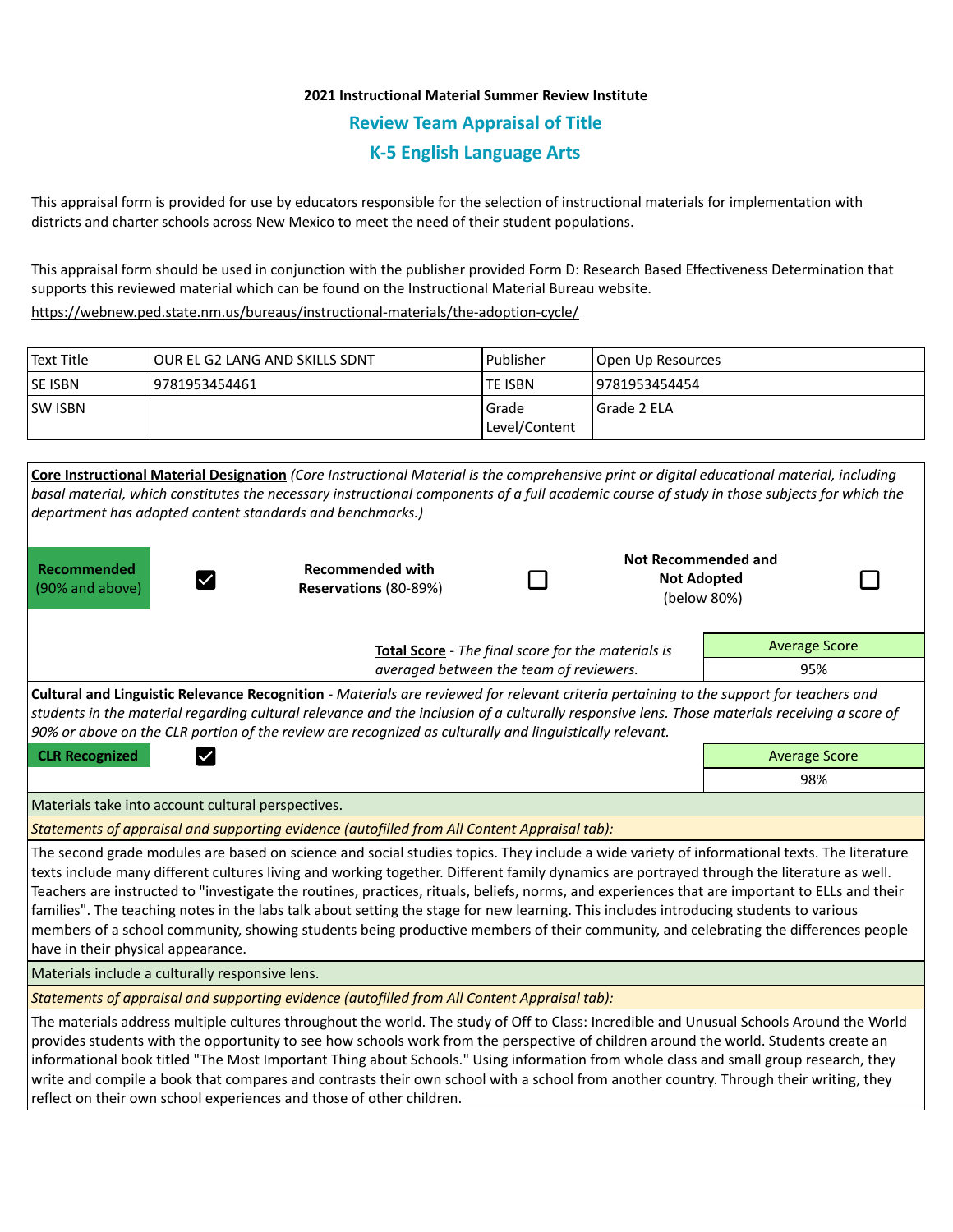**2021 Instructional Material Summer Review Institute**

## Review Team Appraisal of Title

## K-5 English Language Arts

This appraisal form is provided for use by educators responsible for the selection of instructional materials for implementation with districts and charter schools across New Mexico to meet the need of their student populations.

This appraisal form should be used in conjunction with the publisher provided Form D: Research Based Effectiveness Determination that supports this reviewed material which can be found on the Instructional Material Bureau website.
https://webnew.ped.state.nm.us/bureaus/instructional-materials/the-adoption-cycle/

| Text Title | OUR EL G2 LANG AND SKILLS SDNT | Publisher | Open Up Resources |
|---|---|---|---|
| SE ISBN | 9781953454461 | TE ISBN | 9781953454454 |
| SW ISBN | | Grade Level/Content | Grade 2 ELA |

**Core Instructional Material Designation** *(Core Instructional Material is the comprehensive print or digital educational material, including basal material, which constitutes the necessary instructional components of a full academic course of study in those subjects for which the department has adopted content standards and benchmarks.)*

| Recommended (90% and above) | ☑ | Recommended with Reservations (80-89%) | ☐ | Not Recommended and Not Adopted (below 80%) | ☐ |
|---|---|---|---|---|---|

**Total Score** - *The final score for the materials is averaged between the team of reviewers.*

| Average Score |
|---|
| 95% |

**Cultural and Linguistic Relevance Recognition** - *Materials are reviewed for relevant criteria pertaining to the support for teachers and students in the material regarding cultural relevance and the inclusion of a culturally responsive lens. Those materials receiving a score of 90% or above on the CLR portion of the review are recognized as culturally and linguistically relevant.*

**CLR Recognized** ☑

| Average Score |
|---|
| 98% |

Materials take into account cultural perspectives.

*Statements of appraisal and supporting evidence (autofilled from All Content Appraisal tab):*

The second grade modules are based on science and social studies topics. They include a wide variety of informational texts. The literature texts include many different cultures living and working together. Different family dynamics are portrayed through the literature as well. Teachers are instructed to "investigate the routines, practices, rituals, beliefs, norms, and experiences that are important to ELLs and their families". The teaching notes in the labs talk about setting the stage for new learning. This includes introducing students to various members of a school community, showing students being productive members of their community, and celebrating the differences people have in their physical appearance.

Materials include a culturally responsive lens.

*Statements of appraisal and supporting evidence (autofilled from All Content Appraisal tab):*

The materials address multiple cultures throughout the world. The study of Off to Class: Incredible and Unusual Schools Around the World provides students with the opportunity to see how schools work from the perspective of children around the world. Students create an informational book titled "The Most Important Thing about Schools." Using information from whole class and small group research, they write and compile a book that compares and contrasts their own school with a school from another country. Through their writing, they reflect on their own school experiences and those of other children.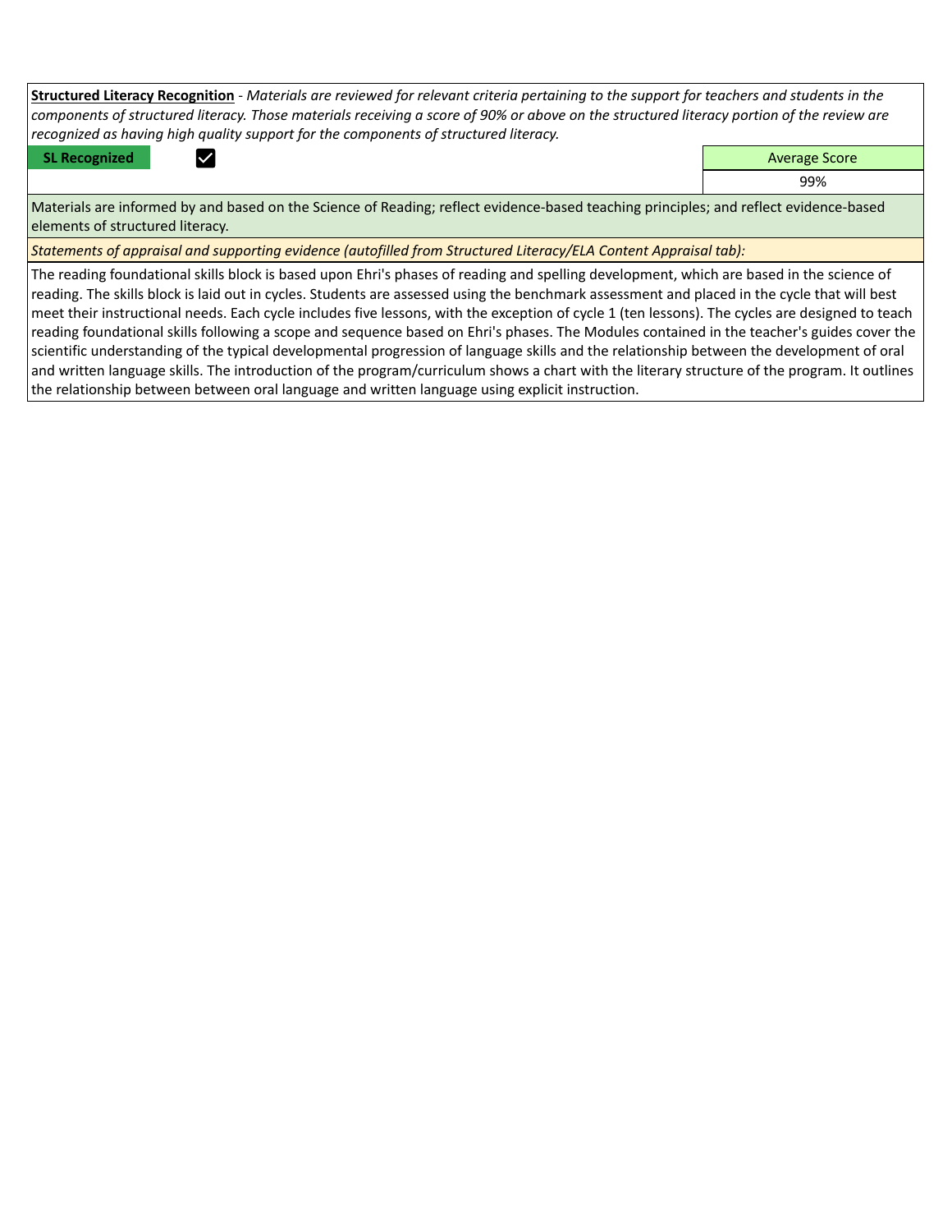**<u>Structured Literacy Recognition</u>** - *Materials are reviewed for relevant criteria pertaining to the support for teachers and students in the components of structured literacy. Those materials receiving a score of 90% or above on the structured literacy portion of the review are recognized as having high quality support for the components of structured literacy.*

| SL Recognized | ☑ | Average Score |
|---|---|---|
| | | 99% |

Materials are informed by and based on the Science of Reading; reflect evidence-based teaching principles; and reflect evidence-based elements of structured literacy.

*Statements of appraisal and supporting evidence (autofilled from Structured Literacy/ELA Content Appraisal tab):*

The reading foundational skills block is based upon Ehri's phases of reading and spelling development, which are based in the science of reading. The skills block is laid out in cycles. Students are assessed using the benchmark assessment and placed in the cycle that will best meet their instructional needs. Each cycle includes five lessons, with the exception of cycle 1 (ten lessons). The cycles are designed to teach reading foundational skills following a scope and sequence based on Ehri's phases. The Modules contained in the teacher's guides cover the scientific understanding of the typical developmental progression of language skills and the relationship between the development of oral and written language skills. The introduction of the program/curriculum shows a chart with the literary structure of the program. It outlines the relationship between between oral language and written language using explicit instruction.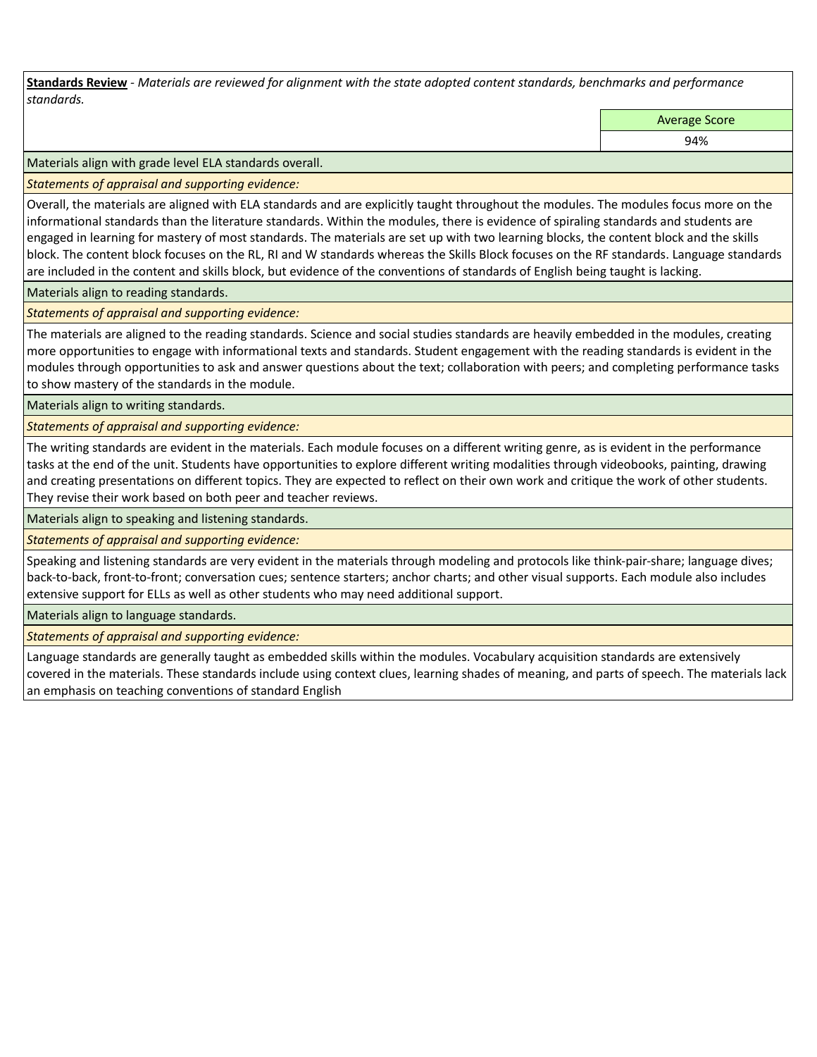**Standards Review** - *Materials are reviewed for alignment with the state adopted content standards, benchmarks and performance standards.*

| Average Score |
| --- |
| 94% |

Materials align with grade level ELA standards overall.

*Statements of appraisal and supporting evidence:*

Overall, the materials are aligned with ELA standards and are explicitly taught throughout the modules. The modules focus more on the informational standards than the literature standards. Within the modules, there is evidence of spiraling standards and students are engaged in learning for mastery of most standards. The materials are set up with two learning blocks, the content block and the skills block. The content block focuses on the RL, RI and W standards whereas the Skills Block focuses on the RF standards. Language standards are included in the content and skills block, but evidence of the conventions of standards of English being taught is lacking.

Materials align to reading standards.

*Statements of appraisal and supporting evidence:*

The materials are aligned to the reading standards. Science and social studies standards are heavily embedded in the modules, creating more opportunities to engage with informational texts and standards. Student engagement with the reading standards is evident in the modules through opportunities to ask and answer questions about the text; collaboration with peers; and completing performance tasks to show mastery of the standards in the module.

Materials align to writing standards.

*Statements of appraisal and supporting evidence:*

The writing standards are evident in the materials. Each module focuses on a different writing genre, as is evident in the performance tasks at the end of the unit. Students have opportunities to explore different writing modalities through videobooks, painting, drawing and creating presentations on different topics. They are expected to reflect on their own work and critique the work of other students. They revise their work based on both peer and teacher reviews.

Materials align to speaking and listening standards.

*Statements of appraisal and supporting evidence:*

Speaking and listening standards are very evident in the materials through modeling and protocols like think-pair-share; language dives; back-to-back, front-to-front; conversation cues; sentence starters; anchor charts; and other visual supports. Each module also includes extensive support for ELLs as well as other students who may need additional support.

Materials align to language standards.

*Statements of appraisal and supporting evidence:*

Language standards are generally taught as embedded skills within the modules. Vocabulary acquisition standards are extensively covered in the materials. These standards include using context clues, learning shades of meaning, and parts of speech. The materials lack an emphasis on teaching conventions of standard English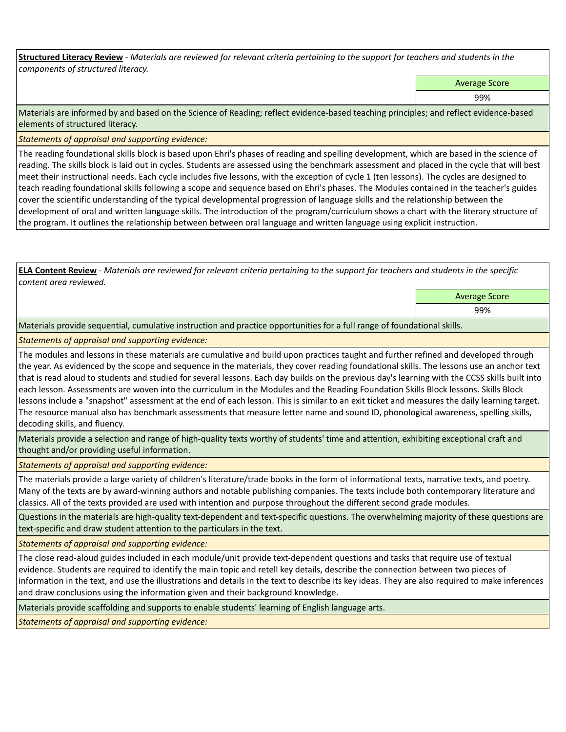**Structured Literacy Review** - *Materials are reviewed for relevant criteria pertaining to the support for teachers and students in the components of structured literacy.*

| Average Score |
|---|
| 99% |

Materials are informed by and based on the Science of Reading; reflect evidence-based teaching principles; and reflect evidence-based elements of structured literacy.

*Statements of appraisal and supporting evidence:*

The reading foundational skills block is based upon Ehri's phases of reading and spelling development, which are based in the science of reading. The skills block is laid out in cycles. Students are assessed using the benchmark assessment and placed in the cycle that will best meet their instructional needs. Each cycle includes five lessons, with the exception of cycle 1 (ten lessons). The cycles are designed to teach reading foundational skills following a scope and sequence based on Ehri's phases. The Modules contained in the teacher's guides cover the scientific understanding of the typical developmental progression of language skills and the relationship between the development of oral and written language skills. The introduction of the program/curriculum shows a chart with the literary structure of the program. It outlines the relationship between between oral language and written language using explicit instruction.

**ELA Content Review** - *Materials are reviewed for relevant criteria pertaining to the support for teachers and students in the specific content area reviewed.*

| Average Score |
|---|
| 99% |

Materials provide sequential, cumulative instruction and practice opportunities for a full range of foundational skills.

*Statements of appraisal and supporting evidence:*

The modules and lessons in these materials are cumulative and build upon practices taught and further refined and developed through the year. As evidenced by the scope and sequence in the materials, they cover reading foundational skills. The lessons use an anchor text that is read aloud to students and studied for several lessons. Each day builds on the previous day's learning with the CCSS skills built into each lesson. Assessments are woven into the curriculum in the Modules and the Reading Foundation Skills Block lessons. Skills Block lessons include a "snapshot" assessment at the end of each lesson. This is similar to an exit ticket and measures the daily learning target. The resource manual also has benchmark assessments that measure letter name and sound ID, phonological awareness, spelling skills, decoding skills, and fluency.

Materials provide a selection and range of high-quality texts worthy of students' time and attention, exhibiting exceptional craft and thought and/or providing useful information.

*Statements of appraisal and supporting evidence:*

The materials provide a large variety of children's literature/trade books in the form of informational texts, narrative texts, and poetry. Many of the texts are by award-winning authors and notable publishing companies. The texts include both contemporary literature and classics. All of the texts provided are used with intention and purpose throughout the different second grade modules.

Questions in the materials are high-quality text-dependent and text-specific questions. The overwhelming majority of these questions are text-specific and draw student attention to the particulars in the text.

*Statements of appraisal and supporting evidence:*

The close read-aloud guides included in each module/unit provide text-dependent questions and tasks that require use of textual evidence. Students are required to identify the main topic and retell key details, describe the connection between two pieces of information in the text, and use the illustrations and details in the text to describe its key ideas. They are also required to make inferences and draw conclusions using the information given and their background knowledge.

Materials provide scaffolding and supports to enable students' learning of English language arts.

*Statements of appraisal and supporting evidence:*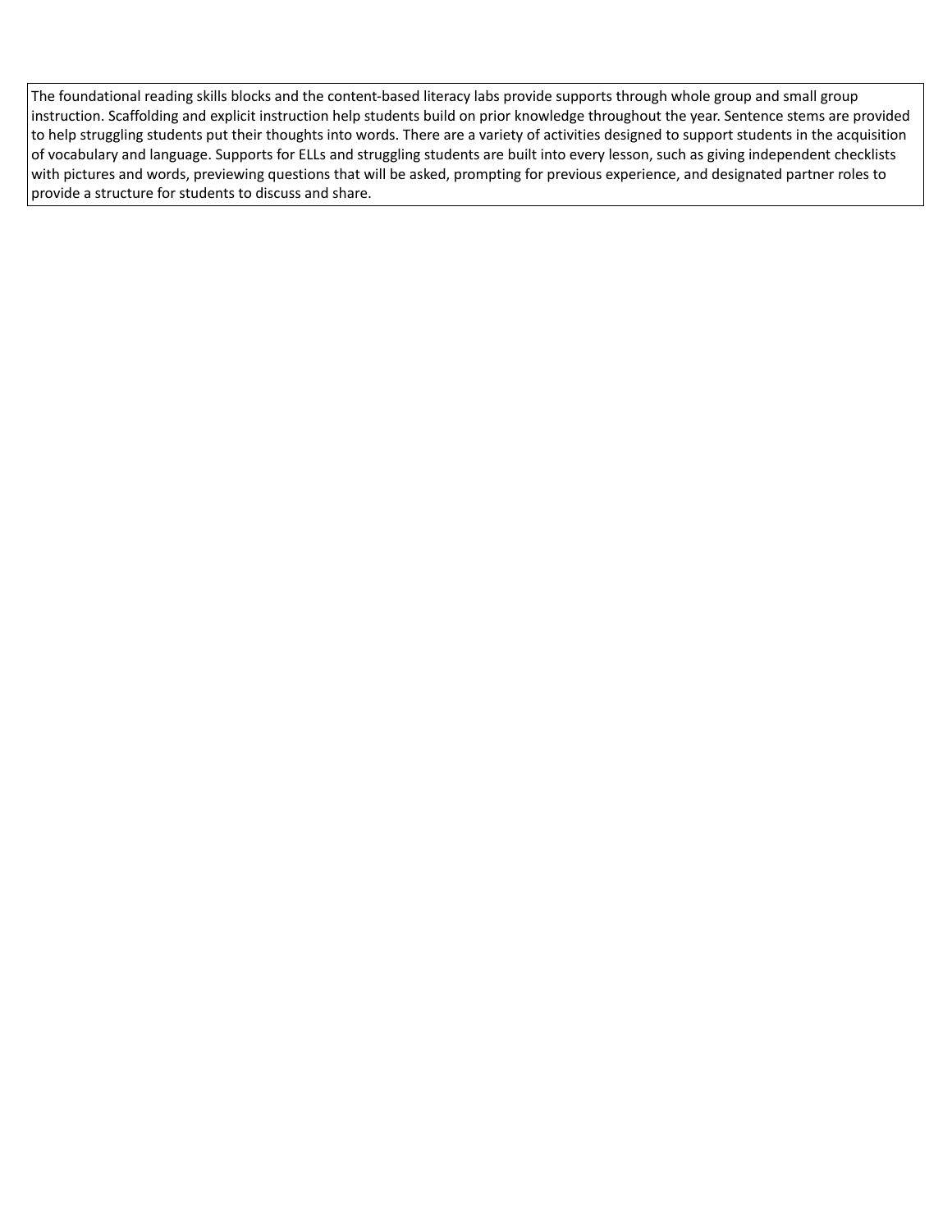The foundational reading skills blocks and the content-based literacy labs provide supports through whole group and small group instruction. Scaffolding and explicit instruction help students build on prior knowledge throughout the year. Sentence stems are provided to help struggling students put their thoughts into words. There are a variety of activities designed to support students in the acquisition of vocabulary and language. Supports for ELLs and struggling students are built into every lesson, such as giving independent checklists with pictures and words, previewing questions that will be asked, prompting for previous experience, and designated partner roles to provide a structure for students to discuss and share.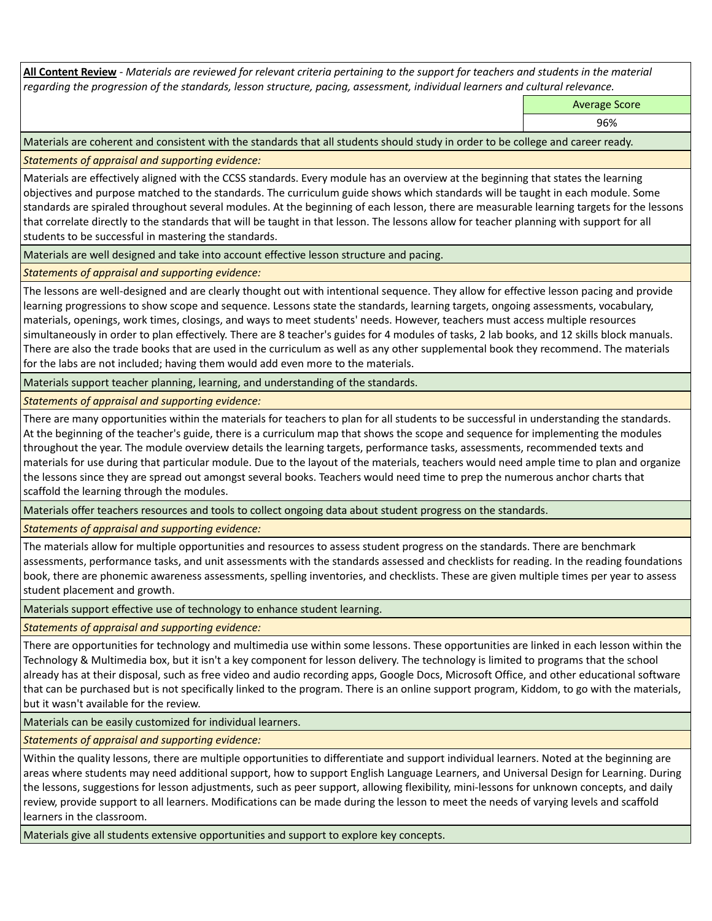**All Content Review** - *Materials are reviewed for relevant criteria pertaining to the support for teachers and students in the material regarding the progression of the standards, lesson structure, pacing, assessment, individual learners and cultural relevance.*

| Average Score |
|---|
| 96% |

Materials are coherent and consistent with the standards that all students should study in order to be college and career ready.

*Statements of appraisal and supporting evidence:*

Materials are effectively aligned with the CCSS standards. Every module has an overview at the beginning that states the learning objectives and purpose matched to the standards. The curriculum guide shows which standards will be taught in each module. Some standards are spiraled throughout several modules. At the beginning of each lesson, there are measurable learning targets for the lessons that correlate directly to the standards that will be taught in that lesson. The lessons allow for teacher planning with support for all students to be successful in mastering the standards.

Materials are well designed and take into account effective lesson structure and pacing.

*Statements of appraisal and supporting evidence:*

The lessons are well-designed and are clearly thought out with intentional sequence. They allow for effective lesson pacing and provide learning progressions to show scope and sequence. Lessons state the standards, learning targets, ongoing assessments, vocabulary, materials, openings, work times, closings, and ways to meet students' needs. However, teachers must access multiple resources simultaneously in order to plan effectively. There are 8 teacher's guides for 4 modules of tasks, 2 lab books, and 12 skills block manuals. There are also the trade books that are used in the curriculum as well as any other supplemental book they recommend. The materials for the labs are not included; having them would add even more to the materials.

Materials support teacher planning, learning, and understanding of the standards.

*Statements of appraisal and supporting evidence:*

There are many opportunities within the materials for teachers to plan for all students to be successful in understanding the standards. At the beginning of the teacher's guide, there is a curriculum map that shows the scope and sequence for implementing the modules throughout the year. The module overview details the learning targets, performance tasks, assessments, recommended texts and materials for use during that particular module. Due to the layout of the materials, teachers would need ample time to plan and organize the lessons since they are spread out amongst several books. Teachers would need time to prep the numerous anchor charts that scaffold the learning through the modules.

Materials offer teachers resources and tools to collect ongoing data about student progress on the standards.

*Statements of appraisal and supporting evidence:*

The materials allow for multiple opportunities and resources to assess student progress on the standards. There are benchmark assessments, performance tasks, and unit assessments with the standards assessed and checklists for reading. In the reading foundations book, there are phonemic awareness assessments, spelling inventories, and checklists. These are given multiple times per year to assess student placement and growth.

Materials support effective use of technology to enhance student learning.

*Statements of appraisal and supporting evidence:*

There are opportunities for technology and multimedia use within some lessons. These opportunities are linked in each lesson within the Technology & Multimedia box, but it isn't a key component for lesson delivery. The technology is limited to programs that the school already has at their disposal, such as free video and audio recording apps, Google Docs, Microsoft Office, and other educational software that can be purchased but is not specifically linked to the program. There is an online support program, Kiddom, to go with the materials, but it wasn't available for the review.

Materials can be easily customized for individual learners.

*Statements of appraisal and supporting evidence:*

Within the quality lessons, there are multiple opportunities to differentiate and support individual learners. Noted at the beginning are areas where students may need additional support, how to support English Language Learners, and Universal Design for Learning. During the lessons, suggestions for lesson adjustments, such as peer support, allowing flexibility, mini-lessons for unknown concepts, and daily review, provide support to all learners. Modifications can be made during the lesson to meet the needs of varying levels and scaffold learners in the classroom.

Materials give all students extensive opportunities and support to explore key concepts.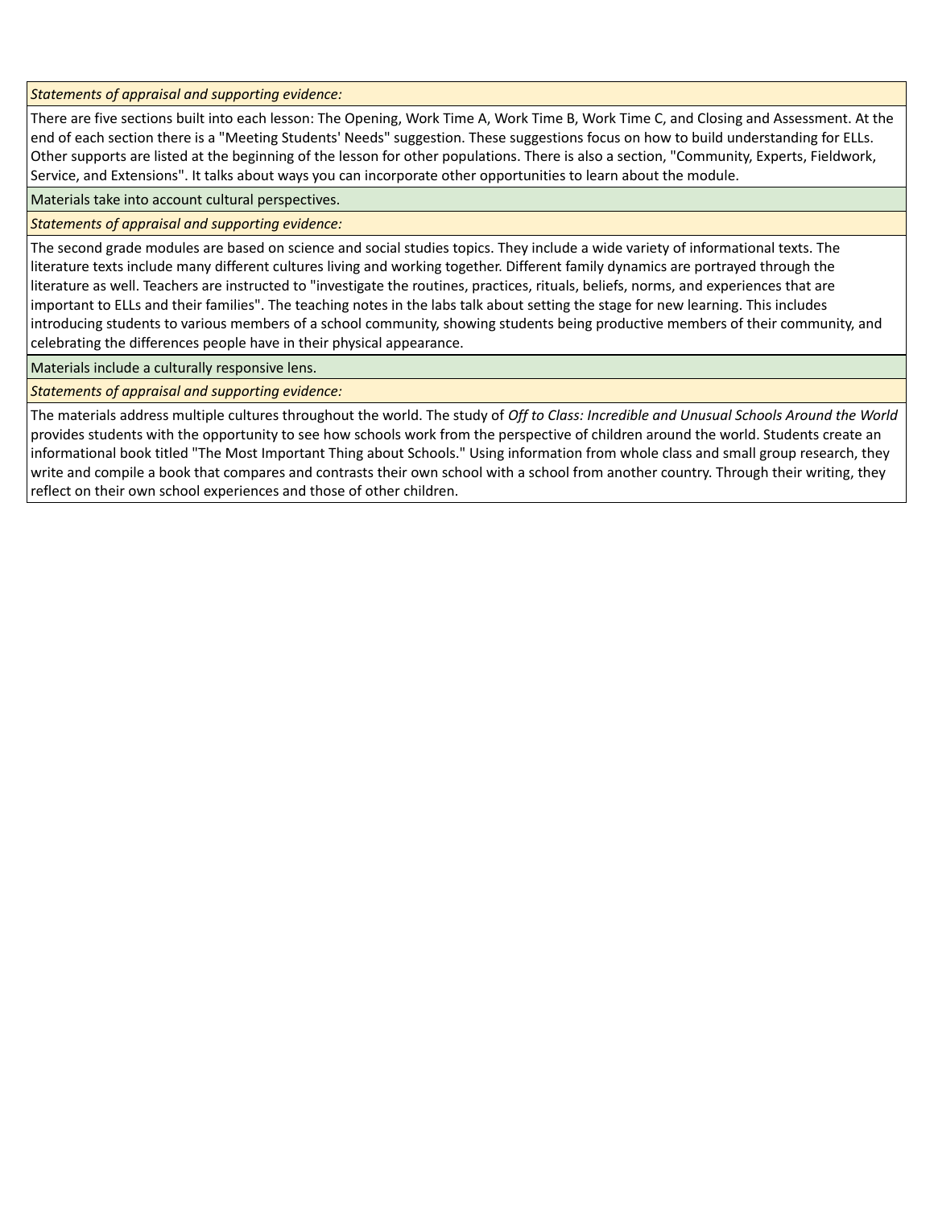*Statements of appraisal and supporting evidence:*

There are five sections built into each lesson: The Opening, Work Time A, Work Time B, Work Time C, and Closing and Assessment. At the end of each section there is a "Meeting Students' Needs" suggestion. These suggestions focus on how to build understanding for ELLs. Other supports are listed at the beginning of the lesson for other populations. There is also a section, "Community, Experts, Fieldwork, Service, and Extensions". It talks about ways you can incorporate other opportunities to learn about the module.

Materials take into account cultural perspectives.

*Statements of appraisal and supporting evidence:*

The second grade modules are based on science and social studies topics. They include a wide variety of informational texts. The literature texts include many different cultures living and working together. Different family dynamics are portrayed through the literature as well. Teachers are instructed to "investigate the routines, practices, rituals, beliefs, norms, and experiences that are important to ELLs and their families". The teaching notes in the labs talk about setting the stage for new learning. This includes introducing students to various members of a school community, showing students being productive members of their community, and celebrating the differences people have in their physical appearance.

Materials include a culturally responsive lens.

*Statements of appraisal and supporting evidence:*

The materials address multiple cultures throughout the world. The study of *Off to Class: Incredible and Unusual Schools Around the World* provides students with the opportunity to see how schools work from the perspective of children around the world. Students create an informational book titled "The Most Important Thing about Schools." Using information from whole class and small group research, they write and compile a book that compares and contrasts their own school with a school from another country. Through their writing, they reflect on their own school experiences and those of other children.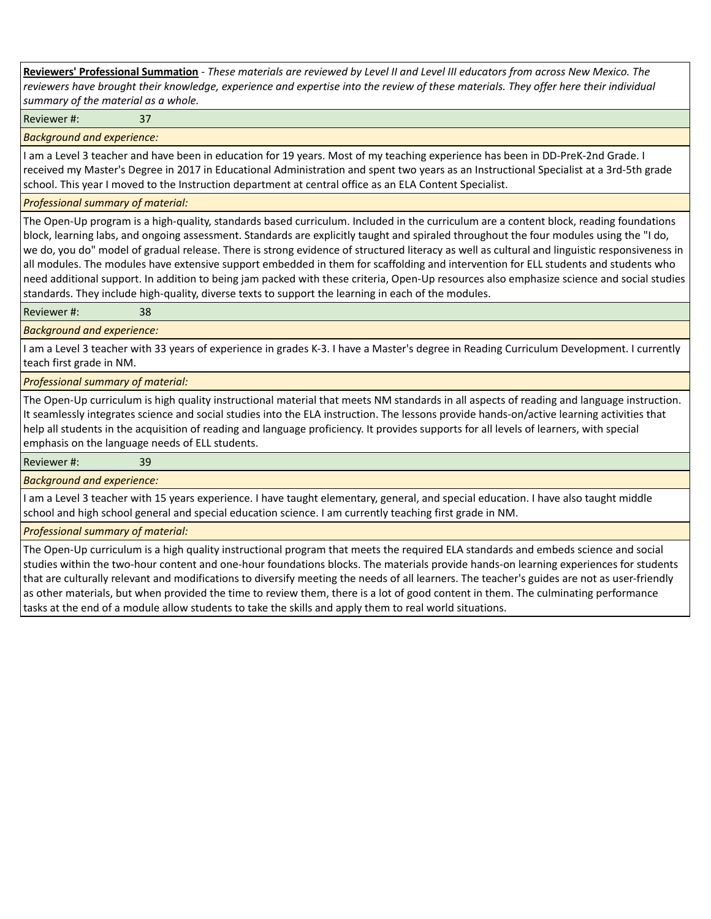**Reviewers' Professional Summation** - *These materials are reviewed by Level II and Level III educators from across New Mexico. The reviewers have brought their knowledge, experience and expertise into the review of these materials. They offer here their individual summary of the material as a whole.*

Reviewer #: 37

*Background and experience:*

I am a Level 3 teacher and have been in education for 19 years. Most of my teaching experience has been in DD-PreK-2nd Grade. I received my Master's Degree in 2017 in Educational Administration and spent two years as an Instructional Specialist at a 3rd-5th grade school. This year I moved to the Instruction department at central office as an ELA Content Specialist.

*Professional summary of material:*

The Open-Up program is a high-quality, standards based curriculum. Included in the curriculum are a content block, reading foundations block, learning labs, and ongoing assessment. Standards are explicitly taught and spiraled throughout the four modules using the "I do, we do, you do" model of gradual release. There is strong evidence of structured literacy as well as cultural and linguistic responsiveness in all modules. The modules have extensive support embedded in them for scaffolding and intervention for ELL students and students who need additional support. In addition to being jam packed with these criteria, Open-Up resources also emphasize science and social studies standards. They include high-quality, diverse texts to support the learning in each of the modules.

Reviewer #: 38

*Background and experience:*

I am a Level 3 teacher with 33 years of experience in grades K-3. I have a Master's degree in Reading Curriculum Development. I currently teach first grade in NM.

*Professional summary of material:*

The Open-Up curriculum is high quality instructional material that meets NM standards in all aspects of reading and language instruction. It seamlessly integrates science and social studies into the ELA instruction. The lessons provide hands-on/active learning activities that help all students in the acquisition of reading and language proficiency. It provides supports for all levels of learners, with special emphasis on the language needs of ELL students.

Reviewer #: 39

*Background and experience:*

I am a Level 3 teacher with 15 years experience. I have taught elementary, general, and special education. I have also taught middle school and high school general and special education science. I am currently teaching first grade in NM.

*Professional summary of material:*

The Open-Up curriculum is a high quality instructional program that meets the required ELA standards and embeds science and social studies within the two-hour content and one-hour foundations blocks. The materials provide hands-on learning experiences for students that are culturally relevant and modifications to diversify meeting the needs of all learners. The teacher's guides are not as user-friendly as other materials, but when provided the time to review them, there is a lot of good content in them. The culminating performance tasks at the end of a module allow students to take the skills and apply them to real world situations.